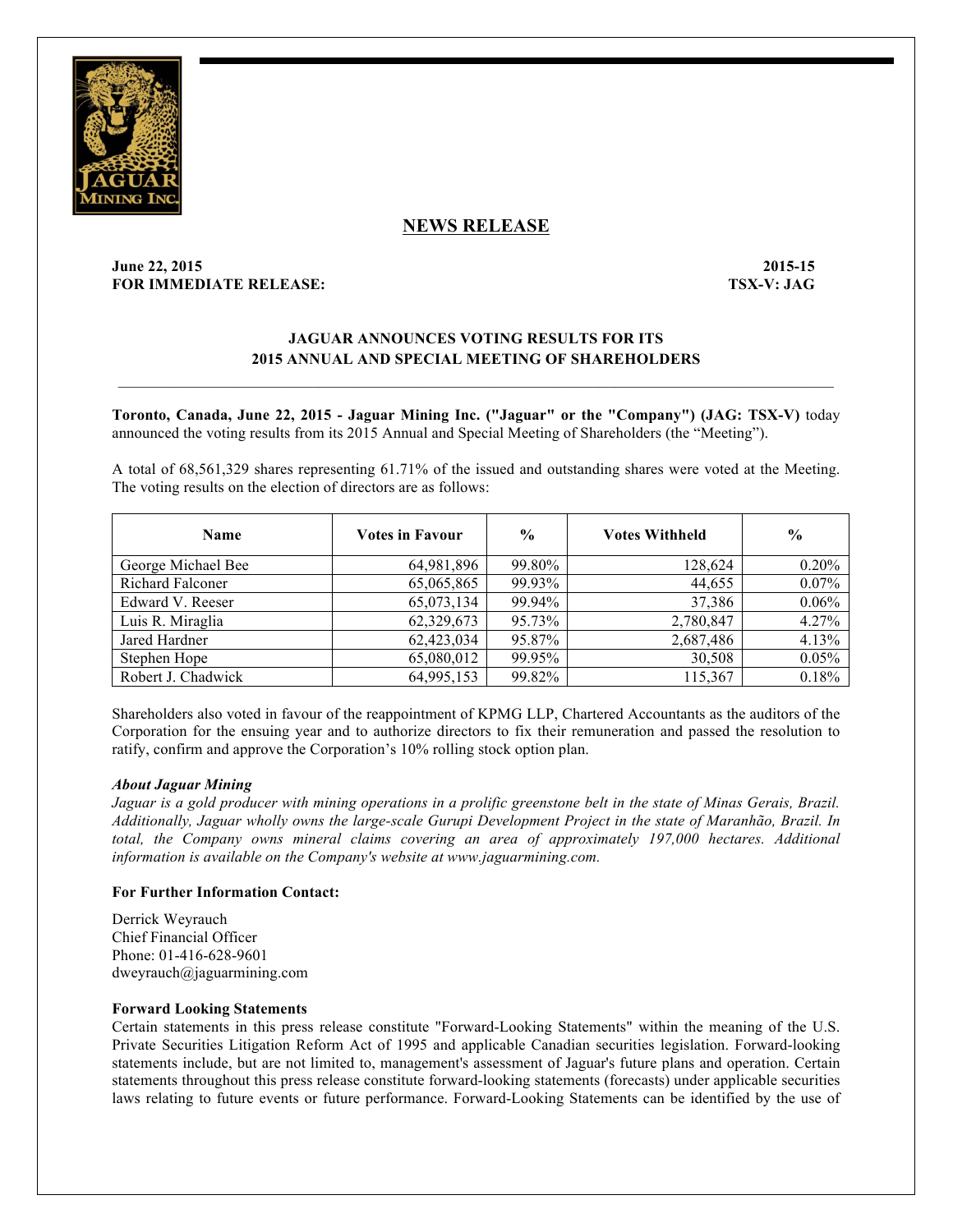## NEWS RELEASE

**June 22, 2015** **2015-15**
**FOR IMMEDIATE RELEASE:** **TSX-V: JAG**

### JAGUAR ANNOUNCES VOTING RESULTS FOR ITS 2015 ANNUAL AND SPECIAL MEETING OF SHAREHOLDERS

**Toronto, Canada, June 22, 2015 - Jaguar Mining Inc. ("Jaguar" or the "Company") (JAG: TSX-V)** today announced the voting results from its 2015 Annual and Special Meeting of Shareholders (the "Meeting").

A total of 68,561,329 shares representing 61.71% of the issued and outstanding shares were voted at the Meeting. The voting results on the election of directors are as follows:

| Name | Votes in Favour | % | Votes Withheld | % |
|---|---|---|---|---|
| George Michael Bee | 64,981,896 | 99.80% | 128,624 | 0.20% |
| Richard Falconer | 65,065,865 | 99.93% | 44,655 | 0.07% |
| Edward V. Reeser | 65,073,134 | 99.94% | 37,386 | 0.06% |
| Luis R. Miraglia | 62,329,673 | 95.73% | 2,780,847 | 4.27% |
| Jared Hardner | 62,423,034 | 95.87% | 2,687,486 | 4.13% |
| Stephen Hope | 65,080,012 | 99.95% | 30,508 | 0.05% |
| Robert J. Chadwick | 64,995,153 | 99.82% | 115,367 | 0.18% |

Shareholders also voted in favour of the reappointment of KPMG LLP, Chartered Accountants as the auditors of the Corporation for the ensuing year and to authorize directors to fix their remuneration and passed the resolution to ratify, confirm and approve the Corporation's 10% rolling stock option plan.

***About Jaguar Mining***

*Jaguar is a gold producer with mining operations in a prolific greenstone belt in the state of Minas Gerais, Brazil. Additionally, Jaguar wholly owns the large-scale Gurupi Development Project in the state of Maranhão, Brazil. In total, the Company owns mineral claims covering an area of approximately 197,000 hectares. Additional information is available on the Company's website at www.jaguarmining.com.*

**For Further Information Contact:**

Derrick Weyrauch
Chief Financial Officer
Phone: 01-416-628-9601
dweyrauch@jaguarmining.com

**Forward Looking Statements**

Certain statements in this press release constitute "Forward-Looking Statements" within the meaning of the U.S. Private Securities Litigation Reform Act of 1995 and applicable Canadian securities legislation. Forward-looking statements include, but are not limited to, management's assessment of Jaguar's future plans and operation. Certain statements throughout this press release constitute forward-looking statements (forecasts) under applicable securities laws relating to future events or future performance. Forward-Looking Statements can be identified by the use of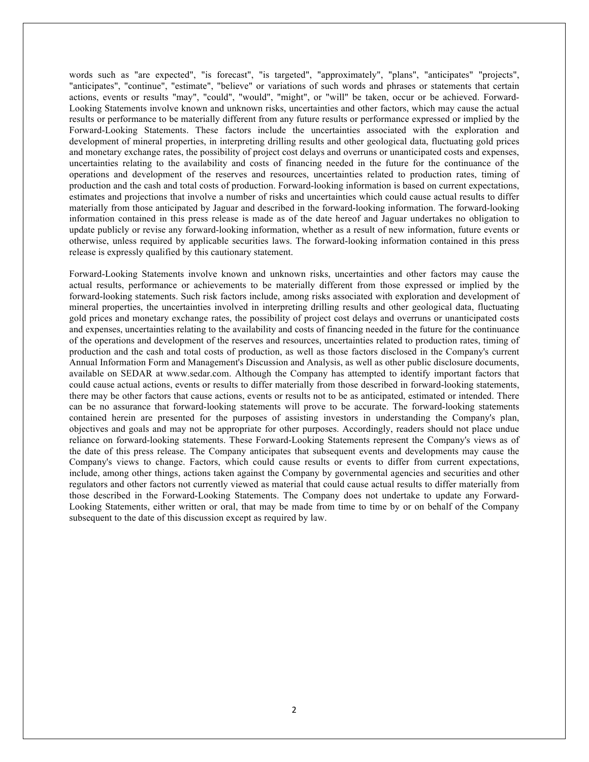words such as "are expected", "is forecast", "is targeted", "approximately", "plans", "anticipates" "projects", "anticipates", "continue", "estimate", "believe" or variations of such words and phrases or statements that certain actions, events or results "may", "could", "would", "might", or "will" be taken, occur or be achieved. Forward-Looking Statements involve known and unknown risks, uncertainties and other factors, which may cause the actual results or performance to be materially different from any future results or performance expressed or implied by the Forward-Looking Statements. These factors include the uncertainties associated with the exploration and development of mineral properties, in interpreting drilling results and other geological data, fluctuating gold prices and monetary exchange rates, the possibility of project cost delays and overruns or unanticipated costs and expenses, uncertainties relating to the availability and costs of financing needed in the future for the continuance of the operations and development of the reserves and resources, uncertainties related to production rates, timing of production and the cash and total costs of production. Forward-looking information is based on current expectations, estimates and projections that involve a number of risks and uncertainties which could cause actual results to differ materially from those anticipated by Jaguar and described in the forward-looking information. The forward-looking information contained in this press release is made as of the date hereof and Jaguar undertakes no obligation to update publicly or revise any forward-looking information, whether as a result of new information, future events or otherwise, unless required by applicable securities laws. The forward-looking information contained in this press release is expressly qualified by this cautionary statement.

Forward-Looking Statements involve known and unknown risks, uncertainties and other factors may cause the actual results, performance or achievements to be materially different from those expressed or implied by the forward-looking statements. Such risk factors include, among risks associated with exploration and development of mineral properties, the uncertainties involved in interpreting drilling results and other geological data, fluctuating gold prices and monetary exchange rates, the possibility of project cost delays and overruns or unanticipated costs and expenses, uncertainties relating to the availability and costs of financing needed in the future for the continuance of the operations and development of the reserves and resources, uncertainties related to production rates, timing of production and the cash and total costs of production, as well as those factors disclosed in the Company's current Annual Information Form and Management's Discussion and Analysis, as well as other public disclosure documents, available on SEDAR at www.sedar.com. Although the Company has attempted to identify important factors that could cause actual actions, events or results to differ materially from those described in forward-looking statements, there may be other factors that cause actions, events or results not to be as anticipated, estimated or intended. There can be no assurance that forward-looking statements will prove to be accurate. The forward-looking statements contained herein are presented for the purposes of assisting investors in understanding the Company's plan, objectives and goals and may not be appropriate for other purposes. Accordingly, readers should not place undue reliance on forward-looking statements. These Forward-Looking Statements represent the Company's views as of the date of this press release. The Company anticipates that subsequent events and developments may cause the Company's views to change. Factors, which could cause results or events to differ from current expectations, include, among other things, actions taken against the Company by governmental agencies and securities and other regulators and other factors not currently viewed as material that could cause actual results to differ materially from those described in the Forward-Looking Statements. The Company does not undertake to update any Forward-Looking Statements, either written or oral, that may be made from time to time by or on behalf of the Company subsequent to the date of this discussion except as required by law.